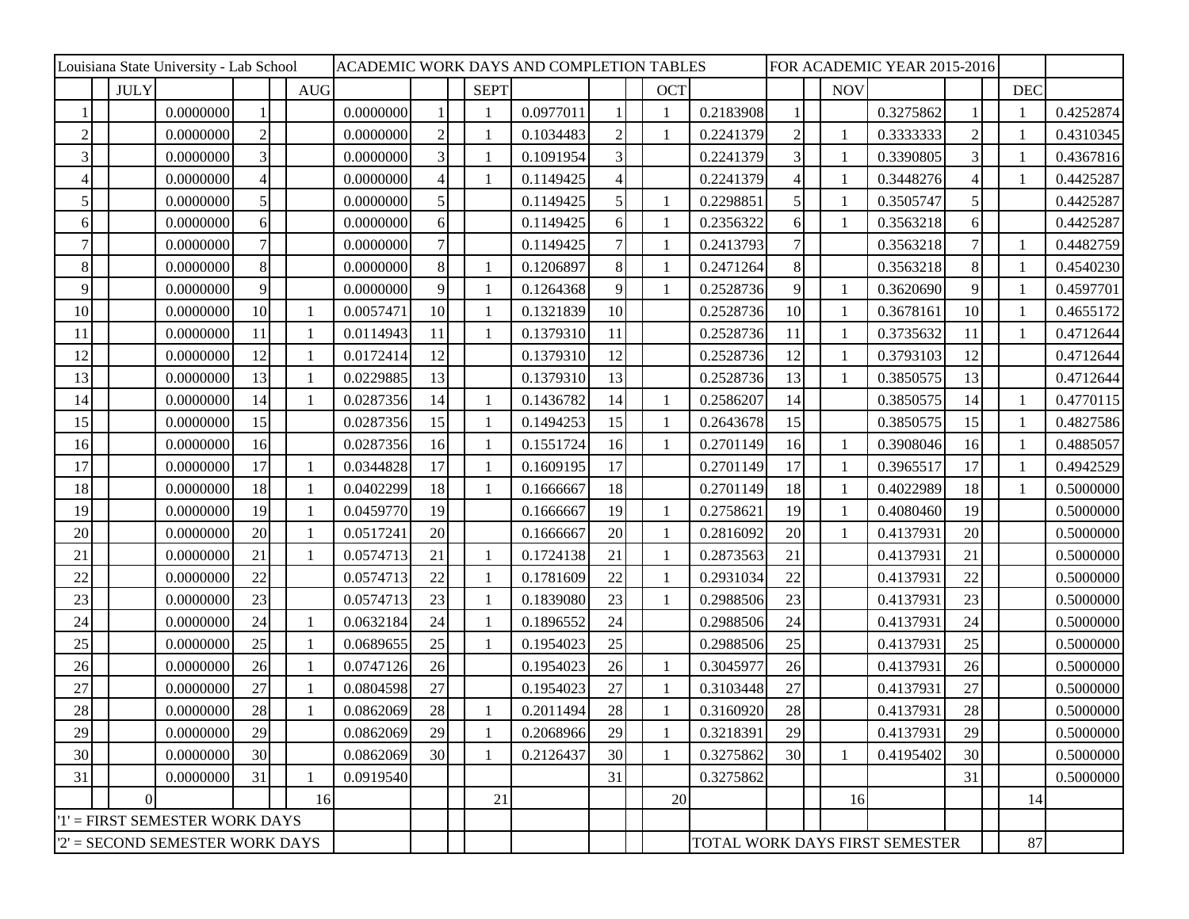| Louisiana State University - Lab School | | | | | | | ACADEMIC WORK DAYS AND COMPLETION TABLES | | | | | | | | | FOR ACADEMIC YEAR 2015-2016 | | | | | | | |
|---|---|---|---|---|---|---|---|---|---|---|---|---|---|---|---|---|---|---|---|---|---|---|---|
| | | JULY | | | | AUG | | | | SEPT | | | | OCT | | | | NOV | | | | DEC | |
| 1 | | | 0.0000000 | 1 | | | 0.0000000 | 1 | | 1 | 0.0977011 | 1 | | 1 | 0.2183908 | 1 | | | 0.3275862 | 1 | | 1 | 0.4252874 |
| 2 | | | 0.0000000 | 2 | | | 0.0000000 | 2 | | 1 | 0.1034483 | 2 | | 1 | 0.2241379 | 2 | | 1 | 0.3333333 | 2 | | 1 | 0.4310345 |
| 3 | | | 0.0000000 | 3 | | | 0.0000000 | 3 | | 1 | 0.1091954 | 3 | | | 0.2241379 | 3 | | 1 | 0.3390805 | 3 | | 1 | 0.4367816 |
| 4 | | | 0.0000000 | 4 | | | 0.0000000 | 4 | | 1 | 0.1149425 | 4 | | | 0.2241379 | 4 | | 1 | 0.3448276 | 4 | | 1 | 0.4425287 |
| 5 | | | 0.0000000 | 5 | | | 0.0000000 | 5 | | | 0.1149425 | 5 | | 1 | 0.2298851 | 5 | | 1 | 0.3505747 | 5 | | | 0.4425287 |
| 6 | | | 0.0000000 | 6 | | | 0.0000000 | 6 | | | 0.1149425 | 6 | | 1 | 0.2356322 | 6 | | 1 | 0.3563218 | 6 | | | 0.4425287 |
| 7 | | | 0.0000000 | 7 | | | 0.0000000 | 7 | | | 0.1149425 | 7 | | 1 | 0.2413793 | 7 | | | 0.3563218 | 7 | | 1 | 0.4482759 |
| 8 | | | 0.0000000 | 8 | | | 0.0000000 | 8 | | 1 | 0.1206897 | 8 | | 1 | 0.2471264 | 8 | | | 0.3563218 | 8 | | 1 | 0.4540230 |
| 9 | | | 0.0000000 | 9 | | | 0.0000000 | 9 | | 1 | 0.1264368 | 9 | | 1 | 0.2528736 | 9 | | 1 | 0.3620690 | 9 | | 1 | 0.4597701 |
| 10 | | | 0.0000000 | 10 | | 1 | 0.0057471 | 10 | | 1 | 0.1321839 | 10 | | | 0.2528736 | 10 | | 1 | 0.3678161 | 10 | | 1 | 0.4655172 |
| 11 | | | 0.0000000 | 11 | | 1 | 0.0114943 | 11 | | 1 | 0.1379310 | 11 | | | 0.2528736 | 11 | | 1 | 0.3735632 | 11 | | 1 | 0.4712644 |
| 12 | | | 0.0000000 | 12 | | 1 | 0.0172414 | 12 | | | 0.1379310 | 12 | | | 0.2528736 | 12 | | 1 | 0.3793103 | 12 | | | 0.4712644 |
| 13 | | | 0.0000000 | 13 | | 1 | 0.0229885 | 13 | | | 0.1379310 | 13 | | | 0.2528736 | 13 | | 1 | 0.3850575 | 13 | | | 0.4712644 |
| 14 | | | 0.0000000 | 14 | | 1 | 0.0287356 | 14 | | 1 | 0.1436782 | 14 | | 1 | 0.2586207 | 14 | | | 0.3850575 | 14 | | 1 | 0.4770115 |
| 15 | | | 0.0000000 | 15 | | | 0.0287356 | 15 | | 1 | 0.1494253 | 15 | | 1 | 0.2643678 | 15 | | | 0.3850575 | 15 | | 1 | 0.4827586 |
| 16 | | | 0.0000000 | 16 | | | 0.0287356 | 16 | | 1 | 0.1551724 | 16 | | 1 | 0.2701149 | 16 | | 1 | 0.3908046 | 16 | | 1 | 0.4885057 |
| 17 | | | 0.0000000 | 17 | | 1 | 0.0344828 | 17 | | 1 | 0.1609195 | 17 | | | 0.2701149 | 17 | | 1 | 0.3965517 | 17 | | 1 | 0.4942529 |
| 18 | | | 0.0000000 | 18 | | 1 | 0.0402299 | 18 | | 1 | 0.1666667 | 18 | | | 0.2701149 | 18 | | 1 | 0.4022989 | 18 | | 1 | 0.5000000 |
| 19 | | | 0.0000000 | 19 | | 1 | 0.0459770 | 19 | | | 0.1666667 | 19 | | 1 | 0.2758621 | 19 | | 1 | 0.4080460 | 19 | | | 0.5000000 |
| 20 | | | 0.0000000 | 20 | | 1 | 0.0517241 | 20 | | | 0.1666667 | 20 | | 1 | 0.2816092 | 20 | | 1 | 0.4137931 | 20 | | | 0.5000000 |
| 21 | | | 0.0000000 | 21 | | 1 | 0.0574713 | 21 | | 1 | 0.1724138 | 21 | | 1 | 0.2873563 | 21 | | | 0.4137931 | 21 | | | 0.5000000 |
| 22 | | | 0.0000000 | 22 | | | 0.0574713 | 22 | | 1 | 0.1781609 | 22 | | 1 | 0.2931034 | 22 | | | 0.4137931 | 22 | | | 0.5000000 |
| 23 | | | 0.0000000 | 23 | | | 0.0574713 | 23 | | 1 | 0.1839080 | 23 | | 1 | 0.2988506 | 23 | | | 0.4137931 | 23 | | | 0.5000000 |
| 24 | | | 0.0000000 | 24 | | 1 | 0.0632184 | 24 | | 1 | 0.1896552 | 24 | | | 0.2988506 | 24 | | | 0.4137931 | 24 | | | 0.5000000 |
| 25 | | | 0.0000000 | 25 | | 1 | 0.0689655 | 25 | | 1 | 0.1954023 | 25 | | | 0.2988506 | 25 | | | 0.4137931 | 25 | | | 0.5000000 |
| 26 | | | 0.0000000 | 26 | | 1 | 0.0747126 | 26 | | | 0.1954023 | 26 | | 1 | 0.3045977 | 26 | | | 0.4137931 | 26 | | | 0.5000000 |
| 27 | | | 0.0000000 | 27 | | 1 | 0.0804598 | 27 | | | 0.1954023 | 27 | | 1 | 0.3103448 | 27 | | | 0.4137931 | 27 | | | 0.5000000 |
| 28 | | | 0.0000000 | 28 | | 1 | 0.0862069 | 28 | | 1 | 0.2011494 | 28 | | 1 | 0.3160920 | 28 | | | 0.4137931 | 28 | | | 0.5000000 |
| 29 | | | 0.0000000 | 29 | | | 0.0862069 | 29 | | 1 | 0.2068966 | 29 | | 1 | 0.3218391 | 29 | | | 0.4137931 | 29 | | | 0.5000000 |
| 30 | | | 0.0000000 | 30 | | | 0.0862069 | 30 | | 1 | 0.2126437 | 30 | | 1 | 0.3275862 | 30 | | 1 | 0.4195402 | 30 | | | 0.5000000 |
| 31 | | | 0.0000000 | 31 | | 1 | 0.0919540 | | | | | 31 | | | 0.3275862 | | | | | 31 | | | 0.5000000 |
| | | 0 | | | | 16 | | | | 21 | | | | 20 | | | | 16 | | | | 14 | |
| '1' = FIRST SEMESTER WORK DAYS | | | | | | | | | | | | | | | | | | | | | | | |
| '2' = SECOND SEMESTER WORK DAYS | | | | | | | | | | | | | | | TOTAL WORK DAYS FIRST SEMESTER | | | | | | | 87 | |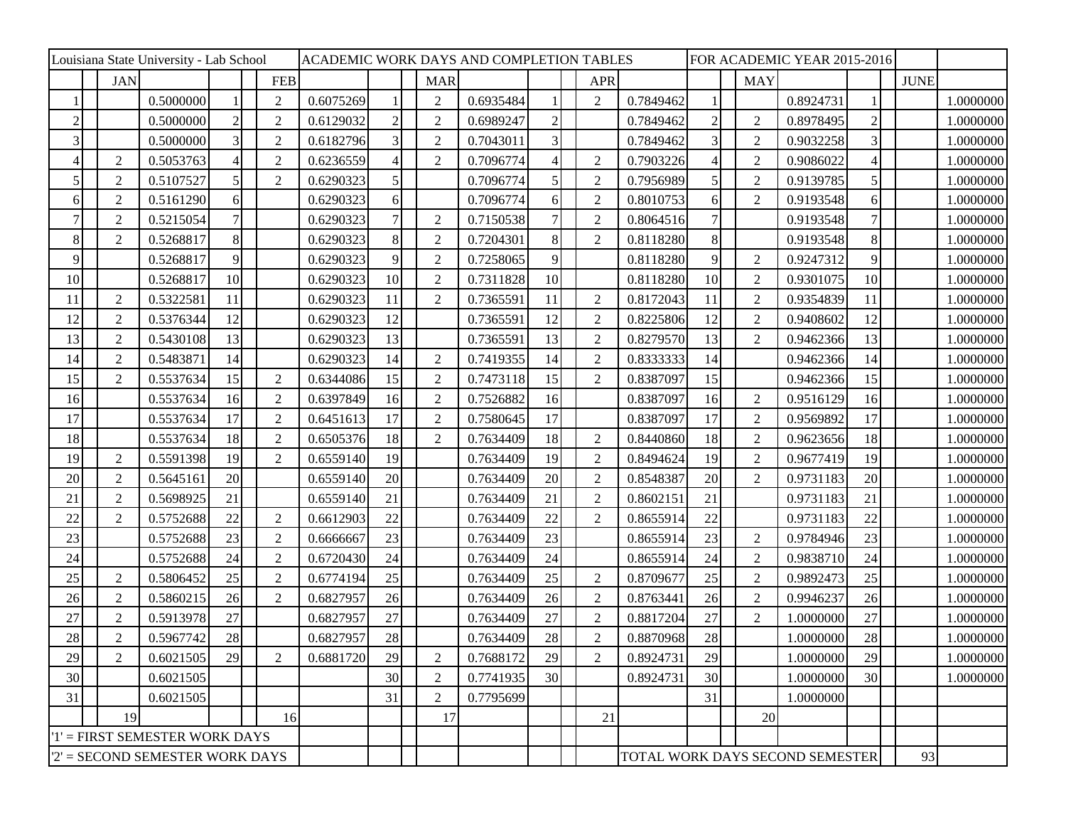| Louisiana State University - Lab School | | | | | ACADEMIC WORK DAYS AND COMPLETION TABLES | | | | | | | FOR ACADEMIC YEAR 2015-2016 | | | | | |
|---|---|---|---|---|---|---|---|---|---|---|---|---|---|---|---|---|---|
| | JAN | | | FEB | | | MAR | | | APR | | | MAY | | | JUNE | |
| 1 | | 0.5000000 | 1 | 2 | 0.6075269 | 1 | 2 | 0.6935484 | 1 | 2 | 0.7849462 | 1 | | 0.8924731 | 1 | | 1.0000000 |
| 2 | | 0.5000000 | 2 | 2 | 0.6129032 | 2 | 2 | 0.6989247 | 2 | | 0.7849462 | 2 | 2 | 0.8978495 | 2 | | 1.0000000 |
| 3 | | 0.5000000 | 3 | 2 | 0.6182796 | 3 | 2 | 0.7043011 | 3 | | 0.7849462 | 3 | 2 | 0.9032258 | 3 | | 1.0000000 |
| 4 | 2 | 0.5053763 | 4 | 2 | 0.6236559 | 4 | 2 | 0.7096774 | 4 | 2 | 0.7903226 | 4 | 2 | 0.9086022 | 4 | | 1.0000000 |
| 5 | 2 | 0.5107527 | 5 | 2 | 0.6290323 | 5 | | 0.7096774 | 5 | 2 | 0.7956989 | 5 | 2 | 0.9139785 | 5 | | 1.0000000 |
| 6 | 2 | 0.5161290 | 6 | | 0.6290323 | 6 | | 0.7096774 | 6 | 2 | 0.8010753 | 6 | 2 | 0.9193548 | 6 | | 1.0000000 |
| 7 | 2 | 0.5215054 | 7 | | 0.6290323 | 7 | 2 | 0.7150538 | 7 | 2 | 0.8064516 | 7 | | 0.9193548 | 7 | | 1.0000000 |
| 8 | 2 | 0.5268817 | 8 | | 0.6290323 | 8 | 2 | 0.7204301 | 8 | 2 | 0.8118280 | 8 | | 0.9193548 | 8 | | 1.0000000 |
| 9 | | 0.5268817 | 9 | | 0.6290323 | 9 | 2 | 0.7258065 | 9 | | 0.8118280 | 9 | 2 | 0.9247312 | 9 | | 1.0000000 |
| 10 | | 0.5268817 | 10 | | 0.6290323 | 10 | 2 | 0.7311828 | 10 | | 0.8118280 | 10 | 2 | 0.9301075 | 10 | | 1.0000000 |
| 11 | 2 | 0.5322581 | 11 | | 0.6290323 | 11 | 2 | 0.7365591 | 11 | 2 | 0.8172043 | 11 | 2 | 0.9354839 | 11 | | 1.0000000 |
| 12 | 2 | 0.5376344 | 12 | | 0.6290323 | 12 | | 0.7365591 | 12 | 2 | 0.8225806 | 12 | 2 | 0.9408602 | 12 | | 1.0000000 |
| 13 | 2 | 0.5430108 | 13 | | 0.6290323 | 13 | | 0.7365591 | 13 | 2 | 0.8279570 | 13 | 2 | 0.9462366 | 13 | | 1.0000000 |
| 14 | 2 | 0.5483871 | 14 | | 0.6290323 | 14 | 2 | 0.7419355 | 14 | 2 | 0.8333333 | 14 | | 0.9462366 | 14 | | 1.0000000 |
| 15 | 2 | 0.5537634 | 15 | 2 | 0.6344086 | 15 | 2 | 0.7473118 | 15 | 2 | 0.8387097 | 15 | | 0.9462366 | 15 | | 1.0000000 |
| 16 | | 0.5537634 | 16 | 2 | 0.6397849 | 16 | 2 | 0.7526882 | 16 | | 0.8387097 | 16 | 2 | 0.9516129 | 16 | | 1.0000000 |
| 17 | | 0.5537634 | 17 | 2 | 0.6451613 | 17 | 2 | 0.7580645 | 17 | | 0.8387097 | 17 | 2 | 0.9569892 | 17 | | 1.0000000 |
| 18 | | 0.5537634 | 18 | 2 | 0.6505376 | 18 | 2 | 0.7634409 | 18 | 2 | 0.8440860 | 18 | 2 | 0.9623656 | 18 | | 1.0000000 |
| 19 | 2 | 0.5591398 | 19 | 2 | 0.6559140 | 19 | | 0.7634409 | 19 | 2 | 0.8494624 | 19 | 2 | 0.9677419 | 19 | | 1.0000000 |
| 20 | 2 | 0.5645161 | 20 | | 0.6559140 | 20 | | 0.7634409 | 20 | 2 | 0.8548387 | 20 | 2 | 0.9731183 | 20 | | 1.0000000 |
| 21 | 2 | 0.5698925 | 21 | | 0.6559140 | 21 | | 0.7634409 | 21 | 2 | 0.8602151 | 21 | | 0.9731183 | 21 | | 1.0000000 |
| 22 | 2 | 0.5752688 | 22 | 2 | 0.6612903 | 22 | | 0.7634409 | 22 | 2 | 0.8655914 | 22 | | 0.9731183 | 22 | | 1.0000000 |
| 23 | | 0.5752688 | 23 | 2 | 0.6666667 | 23 | | 0.7634409 | 23 | | 0.8655914 | 23 | 2 | 0.9784946 | 23 | | 1.0000000 |
| 24 | | 0.5752688 | 24 | 2 | 0.6720430 | 24 | | 0.7634409 | 24 | | 0.8655914 | 24 | 2 | 0.9838710 | 24 | | 1.0000000 |
| 25 | 2 | 0.5806452 | 25 | 2 | 0.6774194 | 25 | | 0.7634409 | 25 | 2 | 0.8709677 | 25 | 2 | 0.9892473 | 25 | | 1.0000000 |
| 26 | 2 | 0.5860215 | 26 | 2 | 0.6827957 | 26 | | 0.7634409 | 26 | 2 | 0.8763441 | 26 | 2 | 0.9946237 | 26 | | 1.0000000 |
| 27 | 2 | 0.5913978 | 27 | | 0.6827957 | 27 | | 0.7634409 | 27 | 2 | 0.8817204 | 27 | 2 | 1.0000000 | 27 | | 1.0000000 |
| 28 | 2 | 0.5967742 | 28 | | 0.6827957 | 28 | | 0.7634409 | 28 | 2 | 0.8870968 | 28 | | 1.0000000 | 28 | | 1.0000000 |
| 29 | 2 | 0.6021505 | 29 | 2 | 0.6881720 | 29 | 2 | 0.7688172 | 29 | 2 | 0.8924731 | 29 | | 1.0000000 | 29 | | 1.0000000 |
| 30 | | 0.6021505 | | | | 30 | 2 | 0.7741935 | 30 | | 0.8924731 | 30 | | 1.0000000 | 30 | | 1.0000000 |
| 31 | | 0.6021505 | | | | 31 | 2 | 0.7795699 | | | | 31 | | 1.0000000 | | | |
| | 19 | | | 16 | | | 17 | | | 21 | | | 20 | | | | |
| '1' = FIRST SEMESTER WORK DAYS | | | | | | | | | | | | | | | | | |
| '2' = SECOND SEMESTER WORK DAYS | | | | | | | | | | | TOTAL WORK DAYS SECOND SEMESTER | | | | | 93 | |